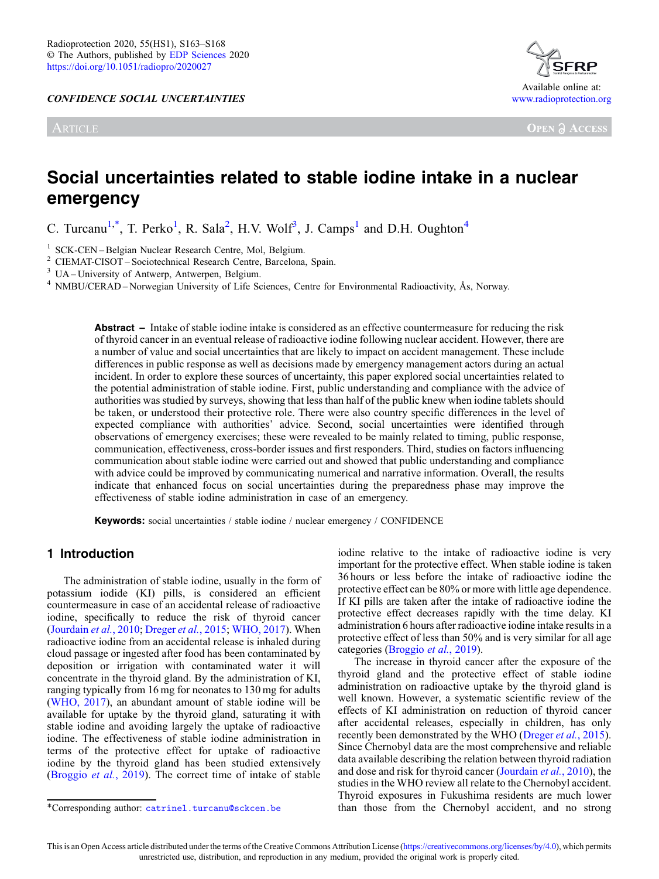CONFIDENCE SOCIAL UNCERTAINTIES

Article

# Social uncertainties related to stable iodine intake in a nuclear emergency

C. Turcanu[1,*], T. Perko[1], R. Sala[2], H.V. Wolf[3], J. Camps[1] and D.H. Oughton[4]

[1] SCK-CEN – Belgian Nuclear Research Centre, Mol, Belgium.
[2] CIEMAT-CISOT – Sociotechnical Research Centre, Barcelona, Spain.
[3] UA – University of Antwerp, Antwerpen, Belgium.
[4] NMBU/CERAD – Norwegian University of Life Sciences, Centre for Environmental Radioactivity, Ås, Norway.

**Abstract –** Intake of stable iodine intake is considered as an effective countermeasure for reducing the risk of thyroid cancer in an eventual release of radioactive iodine following nuclear accident. However, there are a number of value and social uncertainties that are likely to impact on accident management. These include differences in public response as well as decisions made by emergency management actors during an actual incident. In order to explore these sources of uncertainty, this paper explored social uncertainties related to the potential administration of stable iodine. First, public understanding and compliance with the advice of authorities was studied by surveys, showing that less than half of the public knew when iodine tablets should be taken, or understood their protective role. There were also country specific differences in the level of expected compliance with authorities' advice. Second, social uncertainties were identified through observations of emergency exercises; these were revealed to be mainly related to timing, public response, communication, effectiveness, cross-border issues and first responders. Third, studies on factors influencing communication about stable iodine were carried out and showed that public understanding and compliance with advice could be improved by communicating numerical and narrative information. Overall, the results indicate that enhanced focus on social uncertainties during the preparedness phase may improve the effectiveness of stable iodine administration in case of an emergency.

**Keywords:** social uncertainties / stable iodine / nuclear emergency / CONFIDENCE

## 1 Introduction

The administration of stable iodine, usually in the form of potassium iodide (KI) pills, is considered an efficient countermeasure in case of an accidental release of radioactive iodine, specifically to reduce the risk of thyroid cancer (Jourdain *et al.*, 2010; Dreger *et al.*, 2015; WHO, 2017). When radioactive iodine from an accidental release is inhaled during cloud passage or ingested after food has been contaminated by deposition or irrigation with contaminated water it will concentrate in the thyroid gland. By the administration of KI, ranging typically from 16 mg for neonates to 130 mg for adults (WHO, 2017), an abundant amount of stable iodine will be available for uptake by the thyroid gland, saturating it with stable iodine and avoiding largely the uptake of radioactive iodine. The effectiveness of stable iodine administration in terms of the protective effect for uptake of radioactive iodine by the thyroid gland has been studied extensively (Broggio *et al.*, 2019). The correct time of intake of stable iodine relative to the intake of radioactive iodine is very important for the protective effect. When stable iodine is taken 36 hours or less before the intake of radioactive iodine the protective effect can be 80% or more with little age dependence. If KI pills are taken after the intake of radioactive iodine the protective effect decreases rapidly with the time delay. KI administration 6 hours after radioactive iodine intake results in a protective effect of less than 50% and is very similar for all age categories (Broggio *et al.*, 2019).

The increase in thyroid cancer after the exposure of the thyroid gland and the protective effect of stable iodine administration on radioactive uptake by the thyroid gland is well known. However, a systematic scientific review of the effects of KI administration on reduction of thyroid cancer after accidental releases, especially in children, has only recently been demonstrated by the WHO (Dreger *et al.*, 2015). Since Chernobyl data are the most comprehensive and reliable data available describing the relation between thyroid radiation and dose and risk for thyroid cancer (Jourdain *et al.*, 2010), the studies in the WHO review all relate to the Chernobyl accident. Thyroid exposures in Fukushima residents are much lower than those from the Chernobyl accident, and no strong

*Corresponding author: catrinel.turcanu@sckcen.be

This is an Open Access article distributed under the terms of the Creative Commons Attribution License (https://creativecommons.org/licenses/by/4.0), which permits unrestricted use, distribution, and reproduction in any medium, provided the original work is properly cited.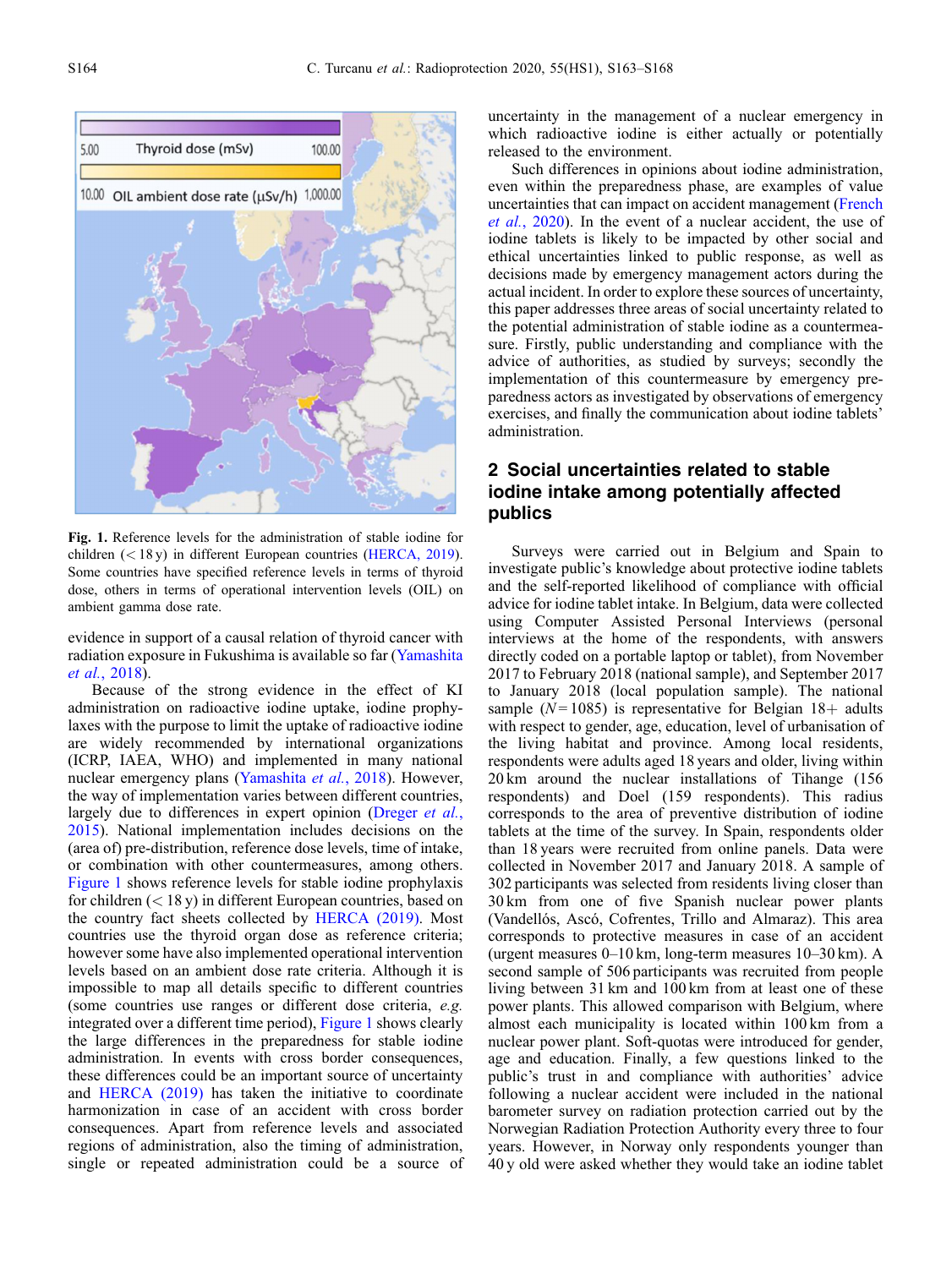Fig. 1. Reference levels for the administration of stable iodine for children (< 18 y) in different European countries (HERCA, 2019). Some countries have specified reference levels in terms of thyroid dose, others in terms of operational intervention levels (OIL) on ambient gamma dose rate.

evidence in support of a causal relation of thyroid cancer with radiation exposure in Fukushima is available so far (Yamashita *et al.*, 2018).

Because of the strong evidence in the effect of KI administration on radioactive iodine uptake, iodine prophylaxes with the purpose to limit the uptake of radioactive iodine are widely recommended by international organizations (ICRP, IAEA, WHO) and implemented in many national nuclear emergency plans (Yamashita *et al.*, 2018). However, the way of implementation varies between different countries, largely due to differences in expert opinion (Dreger *et al.*, 2015). National implementation includes decisions on the (area of) pre-distribution, reference dose levels, time of intake, or combination with other countermeasures, among others. Figure 1 shows reference levels for stable iodine prophylaxis for children (< 18 y) in different European countries, based on the country fact sheets collected by HERCA (2019). Most countries use the thyroid organ dose as reference criteria; however some have also implemented operational intervention levels based on an ambient dose rate criteria. Although it is impossible to map all details specific to different countries (some countries use ranges or different dose criteria, *e.g.* integrated over a different time period), Figure 1 shows clearly the large differences in the preparedness for stable iodine administration. In events with cross border consequences, these differences could be an important source of uncertainty and HERCA (2019) has taken the initiative to coordinate harmonization in case of an accident with cross border consequences. Apart from reference levels and associated regions of administration, also the timing of administration, single or repeated administration could be a source of uncertainty in the management of a nuclear emergency in which radioactive iodine is either actually or potentially released to the environment.

Such differences in opinions about iodine administration, even within the preparedness phase, are examples of value uncertainties that can impact on accident management (French *et al.*, 2020). In the event of a nuclear accident, the use of iodine tablets is likely to be impacted by other social and ethical uncertainties linked to public response, as well as decisions made by emergency management actors during the actual incident. In order to explore these sources of uncertainty, this paper addresses three areas of social uncertainty related to the potential administration of stable iodine as a countermeasure. Firstly, public understanding and compliance with the advice of authorities, as studied by surveys; secondly the implementation of this countermeasure by emergency preparedness actors as investigated by observations of emergency exercises, and finally the communication about iodine tablets' administration.

## 2 Social uncertainties related to stable iodine intake among potentially affected publics

Surveys were carried out in Belgium and Spain to investigate public's knowledge about protective iodine tablets and the self-reported likelihood of compliance with official advice for iodine tablet intake. In Belgium, data were collected using Computer Assisted Personal Interviews (personal interviews at the home of the respondents, with answers directly coded on a portable laptop or tablet), from November 2017 to February 2018 (national sample), and September 2017 to January 2018 (local population sample). The national sample ($N = 1085$) is representative for Belgian 18+ adults with respect to gender, age, education, level of urbanisation of the living habitat and province. Among local residents, respondents were adults aged 18 years and older, living within 20 km around the nuclear installations of Tihange (156 respondents) and Doel (159 respondents). This radius corresponds to the area of preventive distribution of iodine tablets at the time of the survey. In Spain, respondents older than 18 years were recruited from online panels. Data were collected in November 2017 and January 2018. A sample of 302 participants was selected from residents living closer than 30 km from one of five Spanish nuclear power plants (Vandellós, Ascó, Cofrentes, Trillo and Almaraz). This area corresponds to protective measures in case of an accident (urgent measures 0–10 km, long-term measures 10–30 km). A second sample of 506 participants was recruited from people living between 31 km and 100 km from at least one of these power plants. This allowed comparison with Belgium, where almost each municipality is located within 100 km from a nuclear power plant. Soft-quotas were introduced for gender, age and education. Finally, a few questions linked to the public's trust in and compliance with authorities' advice following a nuclear accident were included in the national barometer survey on radiation protection carried out by the Norwegian Radiation Protection Authority every three to four years. However, in Norway only respondents younger than 40 y old were asked whether they would take an iodine tablet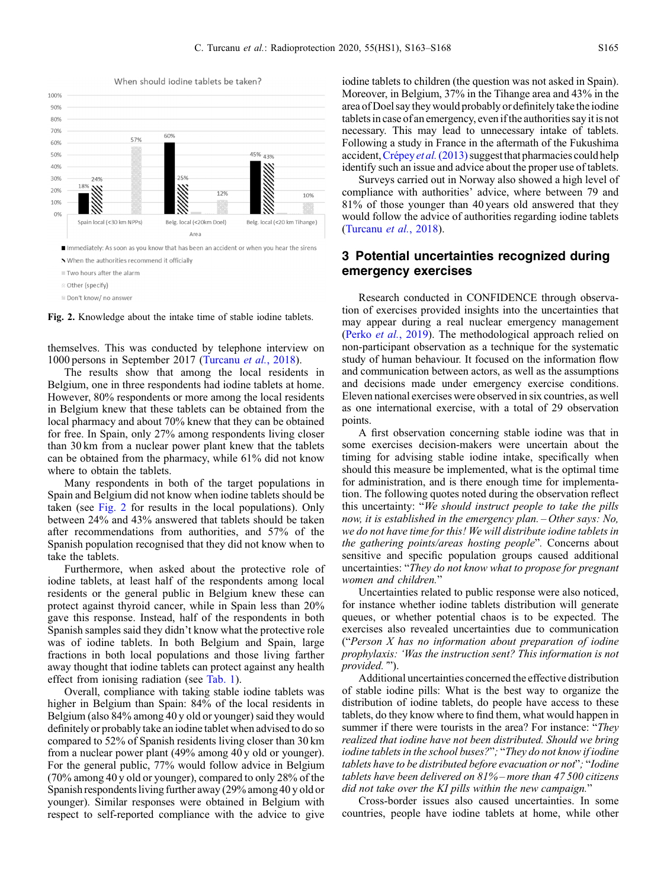When should iodine tablets be taken?

Fig. 2. Knowledge about the intake time of stable iodine tablets.

themselves. This was conducted by telephone interview on 1000 persons in September 2017 (Turcanu *et al.*, 2018).

The results show that among the local residents in Belgium, one in three respondents had iodine tablets at home. However, 80% respondents or more among the local residents in Belgium knew that these tablets can be obtained from the local pharmacy and about 70% knew that they can be obtained for free. In Spain, only 27% among respondents living closer than 30 km from a nuclear power plant knew that the tablets can be obtained from the pharmacy, while 61% did not know where to obtain the tablets.

Many respondents in both of the target populations in Spain and Belgium did not know when iodine tablets should be taken (see Fig. 2 for results in the local populations). Only between 24% and 43% answered that tablets should be taken after recommendations from authorities, and 57% of the Spanish population recognised that they did not know when to take the tablets.

Furthermore, when asked about the protective role of iodine tablets, at least half of the respondents among local residents or the general public in Belgium knew these can protect against thyroid cancer, while in Spain less than 20% gave this response. Instead, half of the respondents in both Spanish samples said they didn't know what the protective role was of iodine tablets. In both Belgium and Spain, large fractions in both local populations and those living farther away thought that iodine tablets can protect against any health effect from ionising radiation (see Tab. 1).

Overall, compliance with taking stable iodine tablets was higher in Belgium than Spain: 84% of the local residents in Belgium (also 84% among 40 y old or younger) said they would definitely or probably take an iodine tablet when advised to do so compared to 52% of Spanish residents living closer than 30 km from a nuclear power plant (49% among 40 y old or younger). For the general public, 77% would follow advice in Belgium (70% among 40 y old or younger), compared to only 28% of the Spanish respondents living further away (29% among 40 y old or younger). Similar responses were obtained in Belgium with respect to self-reported compliance with the advice to give iodine tablets to children (the question was not asked in Spain). Moreover, in Belgium, 37% in the Tihange area and 43% in the area of Doel say they would probably or definitely take the iodine tablets in case of an emergency, even if the authorities say it is not necessary. This may lead to unnecessary intake of tablets. Following a study in France in the aftermath of the Fukushima accident, Crépey *et al.* (2013) suggest that pharmacies could help identify such an issue and advice about the proper use of tablets.

Surveys carried out in Norway also showed a high level of compliance with authorities' advice, where between 79 and 81% of those younger than 40 years old answered that they would follow the advice of authorities regarding iodine tablets (Turcanu *et al.*, 2018).

## 3 Potential uncertainties recognized during emergency exercises

Research conducted in CONFIDENCE through observation of exercises provided insights into the uncertainties that may appear during a real nuclear emergency management (Perko *et al.*, 2019). The methodological approach relied on non-participant observation as a technique for the systematic study of human behaviour. It focused on the information flow and communication between actors, as well as the assumptions and decisions made under emergency exercise conditions. Eleven national exercises were observed in six countries, as well as one international exercise, with a total of 29 observation points.

A first observation concerning stable iodine was that in some exercises decision-makers were uncertain about the timing for advising stable iodine intake, specifically when should this measure be implemented, what is the optimal time for administration, and is there enough time for implementation. The following quotes noted during the observation reflect this uncertainty: "*We should instruct people to take the pills now, it is established in the emergency plan. – Other says: No, we do not have time for this! We will distribute iodine tablets in the gathering points/areas hosting people*". Concerns about sensitive and specific population groups caused additional uncertainties: "*They do not know what to propose for pregnant women and children.*"

Uncertainties related to public response were also noticed, for instance whether iodine tablets distribution will generate queues, or whether potential chaos is to be expected. The exercises also revealed uncertainties due to communication ("*Person X has no information about preparation of iodine prophylaxis: 'Was the instruction sent? This information is not provided.'*").

Additional uncertainties concerned the effective distribution of stable iodine pills: What is the best way to organize the distribution of iodine tablets, do people have access to these tablets, do they know where to find them, what would happen in summer if there were tourists in the area? For instance: "*They realized that iodine have not been distributed. Should we bring iodine tablets in the school buses?*"; "*They do not know if iodine tablets have to be distributed before evacuation or not*"; "*Iodine tablets have been delivered on 81% – more than 47 500 citizens did not take over the KI pills within the new campaign.*"

Cross-border issues also caused uncertainties. In some countries, people have iodine tablets at home, while other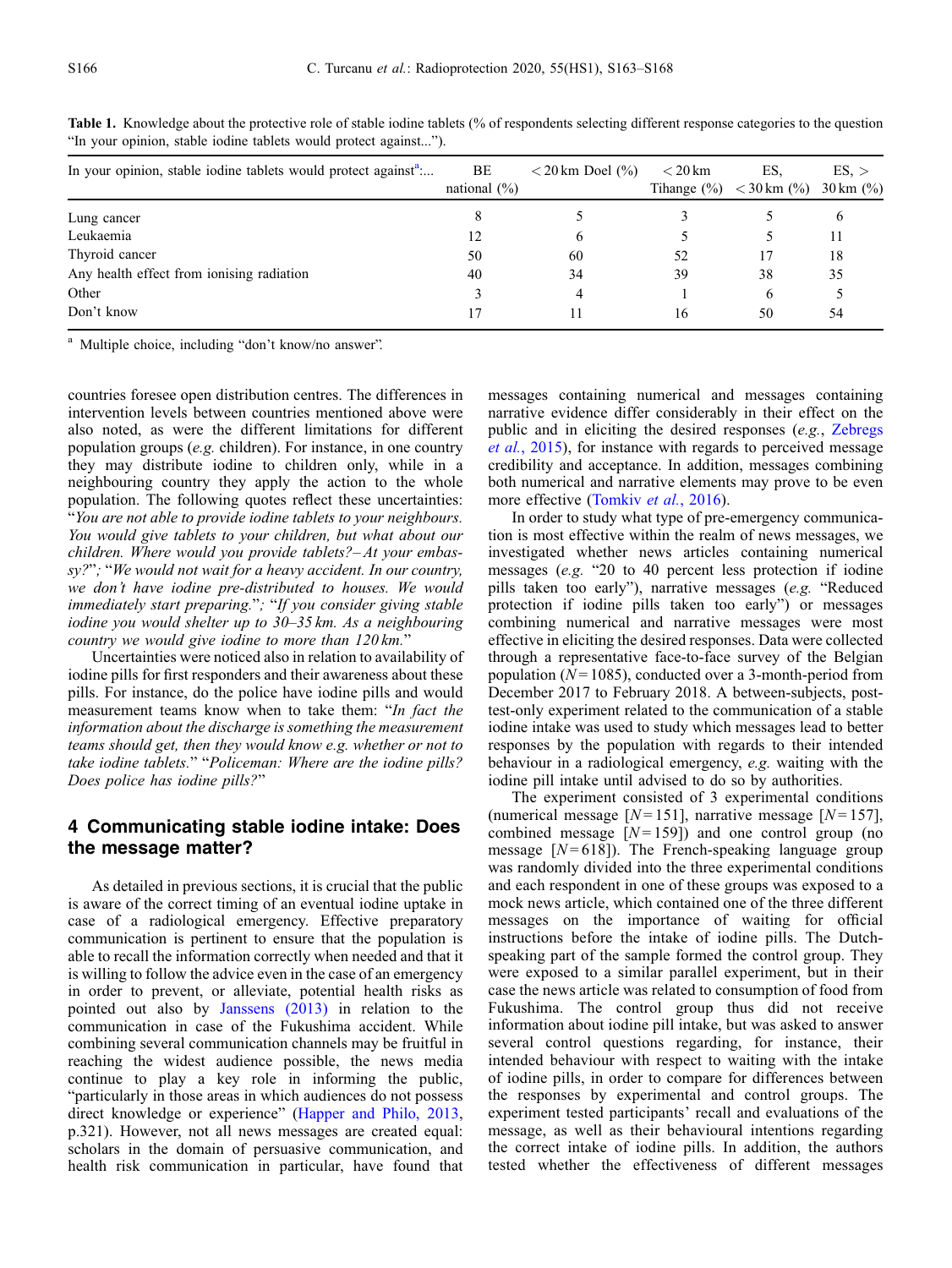**Table 1.** Knowledge about the protective role of stable iodine tablets (% of respondents selecting different response categories to the question "In your opinion, stable iodine tablets would protect against...").

| In your opinion, stable iodine tablets would protect against[a]:... | BE national (%) | < 20 km Doel (%) | < 20 km Tihange (%) | ES, < 30 km (%) | ES, > 30 km (%) |
|---|---|---|---|---|---|
| Lung cancer | 8 | 5 | 3 | 5 | 6 |
| Leukaemia | 12 | 6 | 5 | 5 | 11 |
| Thyroid cancer | 50 | 60 | 52 | 17 | 18 |
| Any health effect from ionising radiation | 40 | 34 | 39 | 38 | 35 |
| Other | 3 | 4 | 1 | 6 | 5 |
| Don't know | 17 | 11 | 16 | 50 | 54 |

[a] Multiple choice, including "don't know/no answer".

countries foresee open distribution centres. The differences in intervention levels between countries mentioned above were also noted, as were the different limitations for different population groups (*e.g.* children). For instance, in one country they may distribute iodine to children only, while in a neighbouring country they apply the action to the whole population. The following quotes reflect these uncertainties: "*You are not able to provide iodine tablets to your neighbours. You would give tablets to your children, but what about our children. Where would you provide tablets?– At your embassy?*"; "*We would not wait for a heavy accident. In our country, we don't have iodine pre-distributed to houses. We would immediately start preparing.*"; "*If you consider giving stable iodine you would shelter up to 30–35 km. As a neighbouring country we would give iodine to more than 120 km.*"

Uncertainties were noticed also in relation to availability of iodine pills for first responders and their awareness about these pills. For instance, do the police have iodine pills and would measurement teams know when to take them: "*In fact the information about the discharge is something the measurement teams should get, then they would know e.g. whether or not to take iodine tablets.*" "*Policeman: Where are the iodine pills? Does police has iodine pills?*"

## 4 Communicating stable iodine intake: Does the message matter?

As detailed in previous sections, it is crucial that the public is aware of the correct timing of an eventual iodine uptake in case of a radiological emergency. Effective preparatory communication is pertinent to ensure that the population is able to recall the information correctly when needed and that it is willing to follow the advice even in the case of an emergency in order to prevent, or alleviate, potential health risks as pointed out also by Janssens (2013) in relation to the communication in case of the Fukushima accident. While combining several communication channels may be fruitful in reaching the widest audience possible, the news media continue to play a key role in informing the public, "particularly in those areas in which audiences do not possess direct knowledge or experience" (Happer and Philo, 2013, p.321). However, not all news messages are created equal: scholars in the domain of persuasive communication, and health risk communication in particular, have found that messages containing numerical and messages containing narrative evidence differ considerably in their effect on the public and in eliciting the desired responses (*e.g.*, Zebregs *et al.*, 2015), for instance with regards to perceived message credibility and acceptance. In addition, messages combining both numerical and narrative elements may prove to be even more effective (Tomkiv *et al.*, 2016).

In order to study what type of pre-emergency communication is most effective within the realm of news messages, we investigated whether news articles containing numerical messages (*e.g.* "20 to 40 percent less protection if iodine pills taken too early"), narrative messages (*e.g.* "Reduced protection if iodine pills taken too early") or messages combining numerical and narrative messages were most effective in eliciting the desired responses. Data were collected through a representative face-to-face survey of the Belgian population ($N = 1085$), conducted over a 3-month-period from December 2017 to February 2018. A between-subjects, post-test-only experiment related to the communication of a stable iodine intake was used to study which messages lead to better responses by the population with regards to their intended behaviour in a radiological emergency, *e.g.* waiting with the iodine pill intake until advised to do so by authorities.

The experiment consisted of 3 experimental conditions (numerical message [$N = 151$], narrative message [$N = 157$], combined message [$N = 159$]) and one control group (no message [$N = 618$]). The French-speaking language group was randomly divided into the three experimental conditions and each respondent in one of these groups was exposed to a mock news article, which contained one of the three different messages on the importance of waiting for official instructions before the intake of iodine pills. The Dutch-speaking part of the sample formed the control group. They were exposed to a similar parallel experiment, but in their case the news article was related to consumption of food from Fukushima. The control group thus did not receive information about iodine pill intake, but was asked to answer several control questions regarding, for instance, their intended behaviour with respect to waiting with the intake of iodine pills, in order to compare for differences between the responses by experimental and control groups. The experiment tested participants' recall and evaluations of the message, as well as their behavioural intentions regarding the correct intake of iodine pills. In addition, the authors tested whether the effectiveness of different messages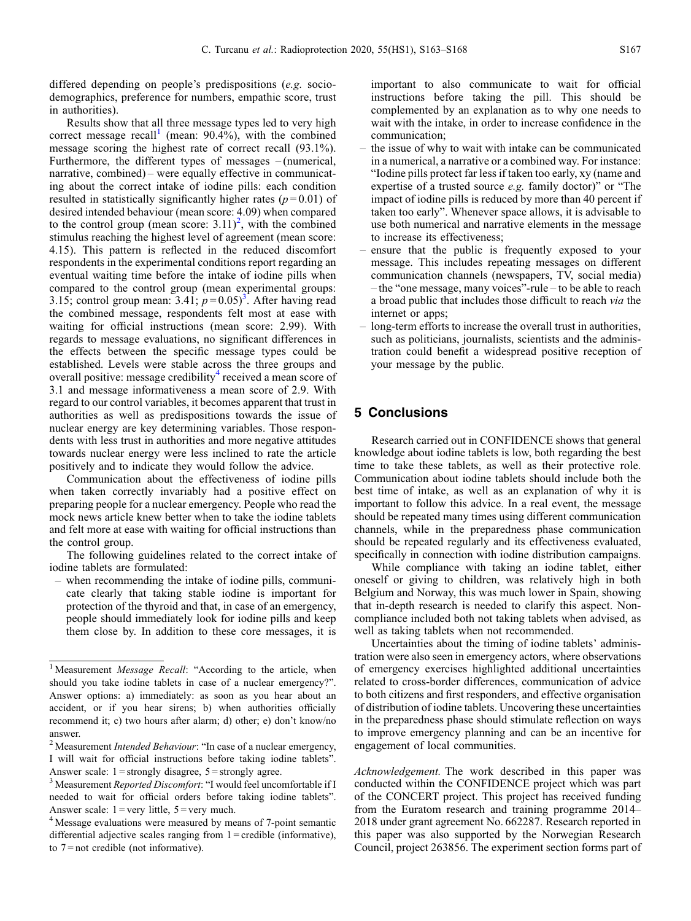differed depending on people's predispositions (*e.g.* sociodemographics, preference for numbers, empathic score, trust in authorities).

Results show that all three message types led to very high correct message recall[1] (mean: 90.4%), with the combined message scoring the highest rate of correct recall (93.1%). Furthermore, the different types of messages – (numerical, narrative, combined) – were equally effective in communicating about the correct intake of iodine pills: each condition resulted in statistically significantly higher rates ($p = 0.01$) of desired intended behaviour (mean score: 4.09) when compared to the control group (mean score: 3.11)[2], with the combined stimulus reaching the highest level of agreement (mean score: 4.15). This pattern is reflected in the reduced discomfort respondents in the experimental conditions report regarding an eventual waiting time before the intake of iodine pills when compared to the control group (mean experimental groups: 3.15; control group mean: 3.41; $p = 0.05$)[3]. After having read the combined message, respondents felt most at ease with waiting for official instructions (mean score: 2.99). With regards to message evaluations, no significant differences in the effects between the specific message types could be established. Levels were stable across the three groups and overall positive: message credibility[4] received a mean score of 3.1 and message informativeness a mean score of 2.9. With regard to our control variables, it becomes apparent that trust in authorities as well as predispositions towards the issue of nuclear energy are key determining variables. Those respondents with less trust in authorities and more negative attitudes towards nuclear energy were less inclined to rate the article positively and to indicate they would follow the advice.

Communication about the effectiveness of iodine pills when taken correctly invariably had a positive effect on preparing people for a nuclear emergency. People who read the mock news article knew better when to take the iodine tablets and felt more at ease with waiting for official instructions than the control group.

The following guidelines related to the correct intake of iodine tablets are formulated:

- when recommending the intake of iodine pills, communicate clearly that taking stable iodine is important for protection of the thyroid and that, in case of an emergency, people should immediately look for iodine pills and keep them close by. In addition to these core messages, it is important to also communicate to wait for official instructions before taking the pill. This should be complemented by an explanation as to why one needs to wait with the intake, in order to increase confidence in the communication;
- the issue of why to wait with intake can be communicated in a numerical, a narrative or a combined way. For instance: "Iodine pills protect far less if taken too early, xy (name and expertise of a trusted source *e.g.* family doctor)" or "The impact of iodine pills is reduced by more than 40 percent if taken too early". Whenever space allows, it is advisable to use both numerical and narrative elements in the message to increase its effectiveness;
- ensure that the public is frequently exposed to your message. This includes repeating messages on different communication channels (newspapers, TV, social media) – the "one message, many voices"-rule – to be able to reach a broad public that includes those difficult to reach *via* the internet or apps;
- long-term efforts to increase the overall trust in authorities, such as politicians, journalists, scientists and the administration could benefit a widespread positive reception of your message by the public.

[1] Measurement *Message Recall*: "According to the article, when should you take iodine tablets in case of a nuclear emergency?". Answer options: a) immediately: as soon as you hear about an accident, or if you hear sirens; b) when authorities officially recommend it; c) two hours after alarm; d) other; e) don't know/no answer.

[2] Measurement *Intended Behaviour*: "In case of a nuclear emergency, I will wait for official instructions before taking iodine tablets". Answer scale: 1 = strongly disagree, 5 = strongly agree.

[3] Measurement *Reported Discomfort*: "I would feel uncomfortable if I needed to wait for official orders before taking iodine tablets". Answer scale: 1 = very little, 5 = very much.

[4] Message evaluations were measured by means of 7-point semantic differential adjective scales ranging from 1 = credible (informative), to 7 = not credible (not informative).

## 5 Conclusions

Research carried out in CONFIDENCE shows that general knowledge about iodine tablets is low, both regarding the best time to take these tablets, as well as their protective role. Communication about iodine tablets should include both the best time of intake, as well as an explanation of why it is important to follow this advice. In a real event, the message should be repeated many times using different communication channels, while in the preparedness phase communication should be repeated regularly and its effectiveness evaluated, specifically in connection with iodine distribution campaigns.

While compliance with taking an iodine tablet, either oneself or giving to children, was relatively high in both Belgium and Norway, this was much lower in Spain, showing that in-depth research is needed to clarify this aspect. Non-compliance included both not taking tablets when advised, as well as taking tablets when not recommended.

Uncertainties about the timing of iodine tablets' administration were also seen in emergency actors, where observations of emergency exercises highlighted additional uncertainties related to cross-border differences, communication of advice to both citizens and first responders, and effective organisation of distribution of iodine tablets. Uncovering these uncertainties in the preparedness phase should stimulate reflection on ways to improve emergency planning and can be an incentive for engagement of local communities.

*Acknowledgement.* The work described in this paper was conducted within the CONFIDENCE project which was part of the CONCERT project. This project has received funding from the Euratom research and training programme 2014–2018 under grant agreement No. 662287. Research reported in this paper was also supported by the Norwegian Research Council, project 263856. The experiment section forms part of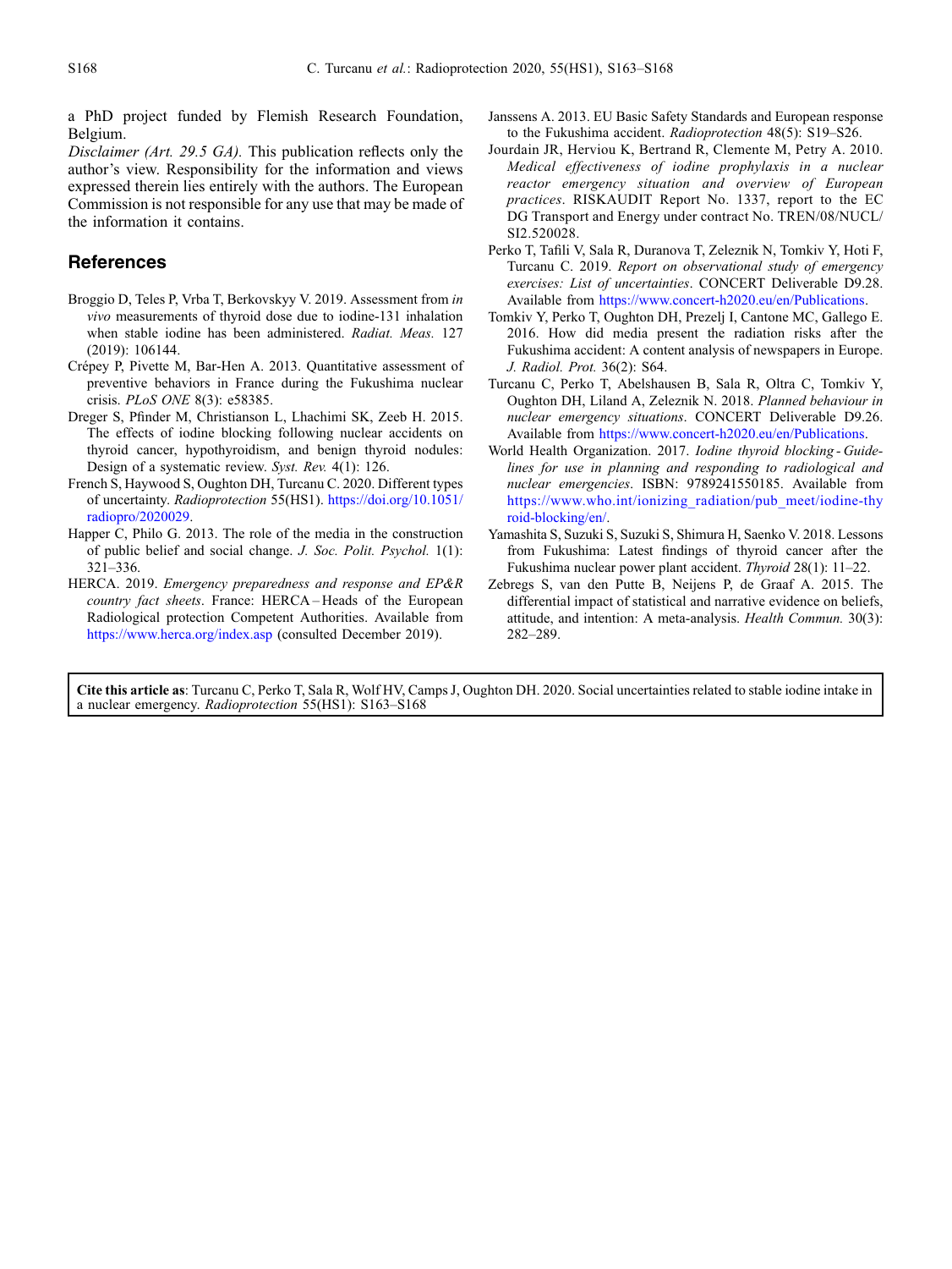a PhD project funded by Flemish Research Foundation, Belgium.

*Disclaimer (Art. 29.5 GA).* This publication reflects only the author's view. Responsibility for the information and views expressed therein lies entirely with the authors. The European Commission is not responsible for any use that may be made of the information it contains.

## References

Broggio D, Teles P, Vrba T, Berkovskyy V. 2019. Assessment from *in vivo* measurements of thyroid dose due to iodine-131 inhalation when stable iodine has been administered. *Radiat. Meas.* 127 (2019): 106144.

Crépey P, Pivette M, Bar-Hen A. 2013. Quantitative assessment of preventive behaviors in France during the Fukushima nuclear crisis. *PLoS ONE* 8(3): e58385.

Dreger S, Pfinder M, Christianson L, Lhachimi SK, Zeeb H. 2015. The effects of iodine blocking following nuclear accidents on thyroid cancer, hypothyroidism, and benign thyroid nodules: Design of a systematic review. *Syst. Rev.* 4(1): 126.

French S, Haywood S, Oughton DH, Turcanu C. 2020. Different types of uncertainty. *Radioprotection* 55(HS1). https://doi.org/10.1051/radiopro/2020029.

Happer C, Philo G. 2013. The role of the media in the construction of public belief and social change. *J. Soc. Polit. Psychol.* 1(1): 321–336.

HERCA. 2019. *Emergency preparedness and response and EP&R country fact sheets*. France: HERCA – Heads of the European Radiological protection Competent Authorities. Available from https://www.herca.org/index.asp (consulted December 2019).

Janssens A. 2013. EU Basic Safety Standards and European response to the Fukushima accident. *Radioprotection* 48(5): S19–S26.

Jourdain JR, Herviou K, Bertrand R, Clemente M, Petry A. 2010. *Medical effectiveness of iodine prophylaxis in a nuclear reactor emergency situation and overview of European practices*. RISKAUDIT Report No. 1337, report to the EC DG Transport and Energy under contract No. TREN/08/NUCL/SI2.520028.

Perko T, Tafili V, Sala R, Duranova T, Zeleznik N, Tomkiv Y, Hoti F, Turcanu C. 2019. *Report on observational study of emergency exercises: List of uncertainties*. CONCERT Deliverable D9.28. Available from https://www.concert-h2020.eu/en/Publications.

Tomkiv Y, Perko T, Oughton DH, Prezelj I, Cantone MC, Gallego E. 2016. How did media present the radiation risks after the Fukushima accident: A content analysis of newspapers in Europe. *J. Radiol. Prot.* 36(2): S64.

Turcanu C, Perko T, Abelshausen B, Sala R, Oltra C, Tomkiv Y, Oughton DH, Liland A, Zeleznik N. 2018. *Planned behaviour in nuclear emergency situations*. CONCERT Deliverable D9.26. Available from https://www.concert-h2020.eu/en/Publications.

World Health Organization. 2017. *Iodine thyroid blocking - Guidelines for use in planning and responding to radiological and nuclear emergencies*. ISBN: 9789241550185. Available from https://www.who.int/ionizing_radiation/pub_meet/iodine-thyroid-blocking/en/.

Yamashita S, Suzuki S, Suzuki S, Shimura H, Saenko V. 2018. Lessons from Fukushima: Latest findings of thyroid cancer after the Fukushima nuclear power plant accident. *Thyroid* 28(1): 11–22.

Zebregs S, van den Putte B, Neijens P, de Graaf A. 2015. The differential impact of statistical and narrative evidence on beliefs, attitude, and intention: A meta-analysis. *Health Commun.* 30(3): 282–289.

**Cite this article as**: Turcanu C, Perko T, Sala R, Wolf HV, Camps J, Oughton DH. 2020. Social uncertainties related to stable iodine intake in a nuclear emergency. *Radioprotection* 55(HS1): S163–S168